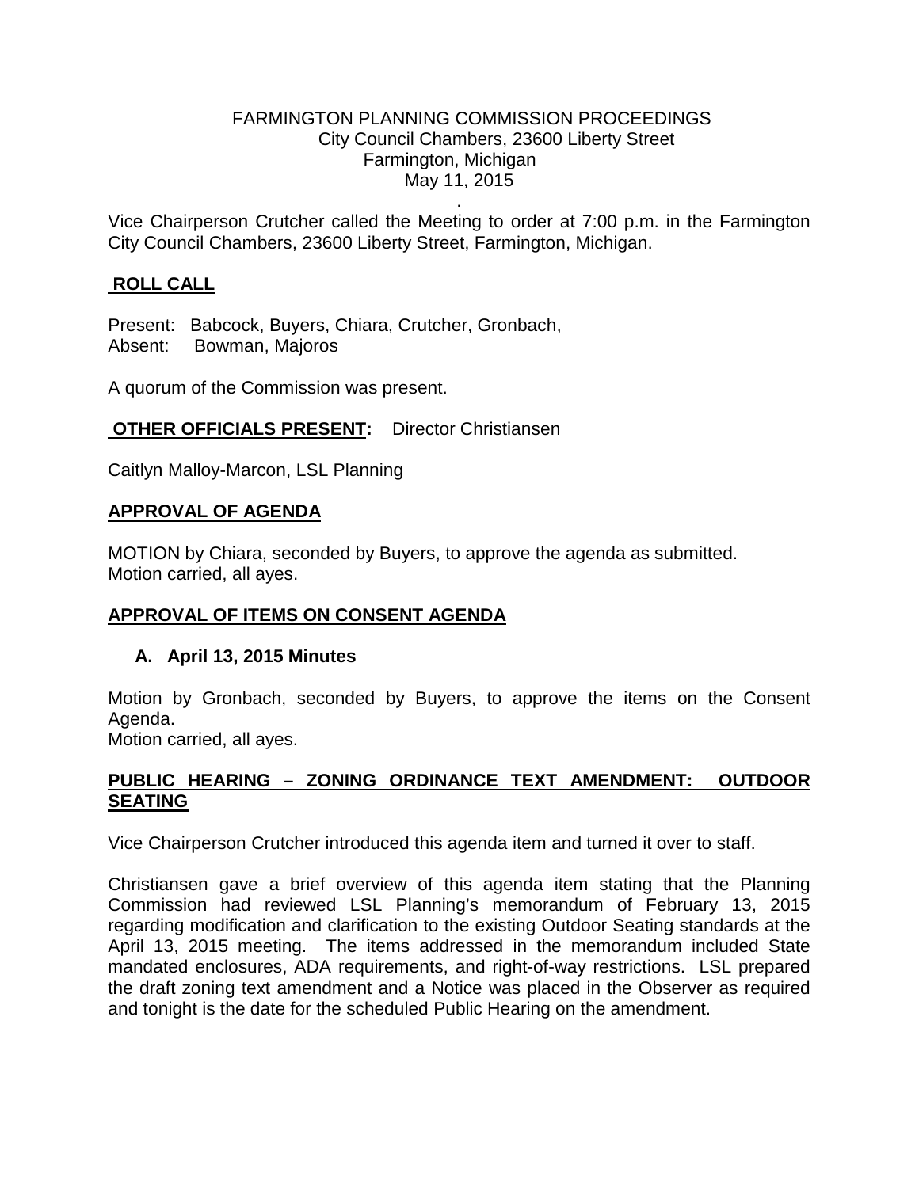FARMINGTON PLANNING COMMISSION PROCEEDINGS
City Council Chambers, 23600 Liberty Street
Farmington, Michigan
May 11, 2015

Vice Chairperson Crutcher called the Meeting to order at 7:00 p.m. in the Farmington City Council Chambers, 23600 Liberty Street, Farmington, Michigan.

**ROLL CALL**

Present: Babcock, Buyers, Chiara, Crutcher, Gronbach,
Absent: Bowman, Majoros

A quorum of the Commission was present.

**OTHER OFFICIALS PRESENT:** Director Christiansen

Caitlyn Malloy-Marcon, LSL Planning

**APPROVAL OF AGENDA**

MOTION by Chiara, seconded by Buyers, to approve the agenda as submitted.
Motion carried, all ayes.

**APPROVAL OF ITEMS ON CONSENT AGENDA**

**A. April 13, 2015 Minutes**

Motion by Gronbach, seconded by Buyers, to approve the items on the Consent Agenda.
Motion carried, all ayes.

**PUBLIC HEARING – ZONING ORDINANCE TEXT AMENDMENT: OUTDOOR SEATING**

Vice Chairperson Crutcher introduced this agenda item and turned it over to staff.

Christiansen gave a brief overview of this agenda item stating that the Planning Commission had reviewed LSL Planning's memorandum of February 13, 2015 regarding modification and clarification to the existing Outdoor Seating standards at the April 13, 2015 meeting. The items addressed in the memorandum included State mandated enclosures, ADA requirements, and right-of-way restrictions. LSL prepared the draft zoning text amendment and a Notice was placed in the Observer as required and tonight is the date for the scheduled Public Hearing on the amendment.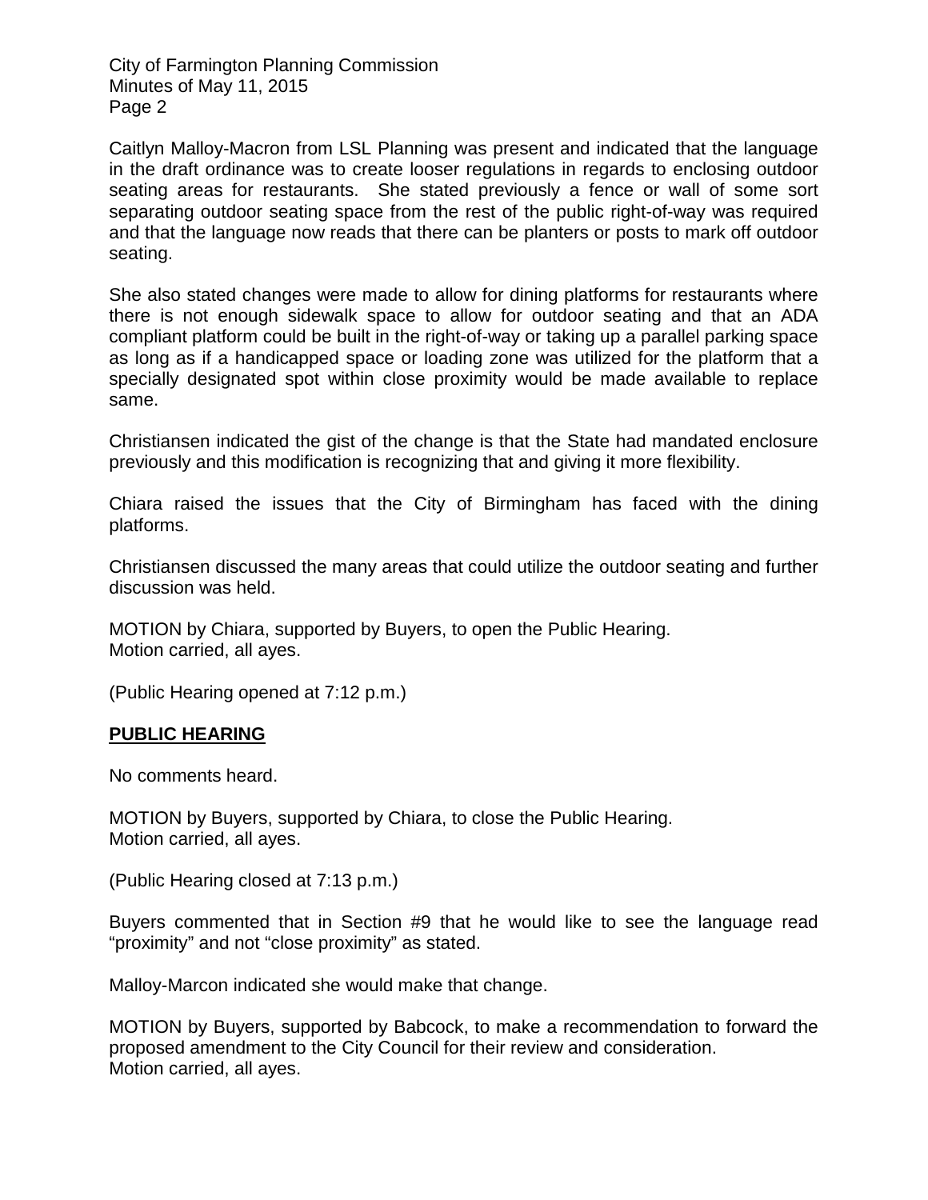Caitlyn Malloy-Macron from LSL Planning was present and indicated that the language in the draft ordinance was to create looser regulations in regards to enclosing outdoor seating areas for restaurants. She stated previously a fence or wall of some sort separating outdoor seating space from the rest of the public right-of-way was required and that the language now reads that there can be planters or posts to mark off outdoor seating.

She also stated changes were made to allow for dining platforms for restaurants where there is not enough sidewalk space to allow for outdoor seating and that an ADA compliant platform could be built in the right-of-way or taking up a parallel parking space as long as if a handicapped space or loading zone was utilized for the platform that a specially designated spot within close proximity would be made available to replace same.

Christiansen indicated the gist of the change is that the State had mandated enclosure previously and this modification is recognizing that and giving it more flexibility.

Chiara raised the issues that the City of Birmingham has faced with the dining platforms.

Christiansen discussed the many areas that could utilize the outdoor seating and further discussion was held.

MOTION by Chiara, supported by Buyers, to open the Public Hearing.
Motion carried, all ayes.

(Public Hearing opened at 7:12 p.m.)

**PUBLIC HEARING**

No comments heard.

MOTION by Buyers, supported by Chiara, to close the Public Hearing.
Motion carried, all ayes.

(Public Hearing closed at 7:13 p.m.)

Buyers commented that in Section #9 that he would like to see the language read "proximity" and not "close proximity" as stated.

Malloy-Marcon indicated she would make that change.

MOTION by Buyers, supported by Babcock, to make a recommendation to forward the proposed amendment to the City Council for their review and consideration.
Motion carried, all ayes.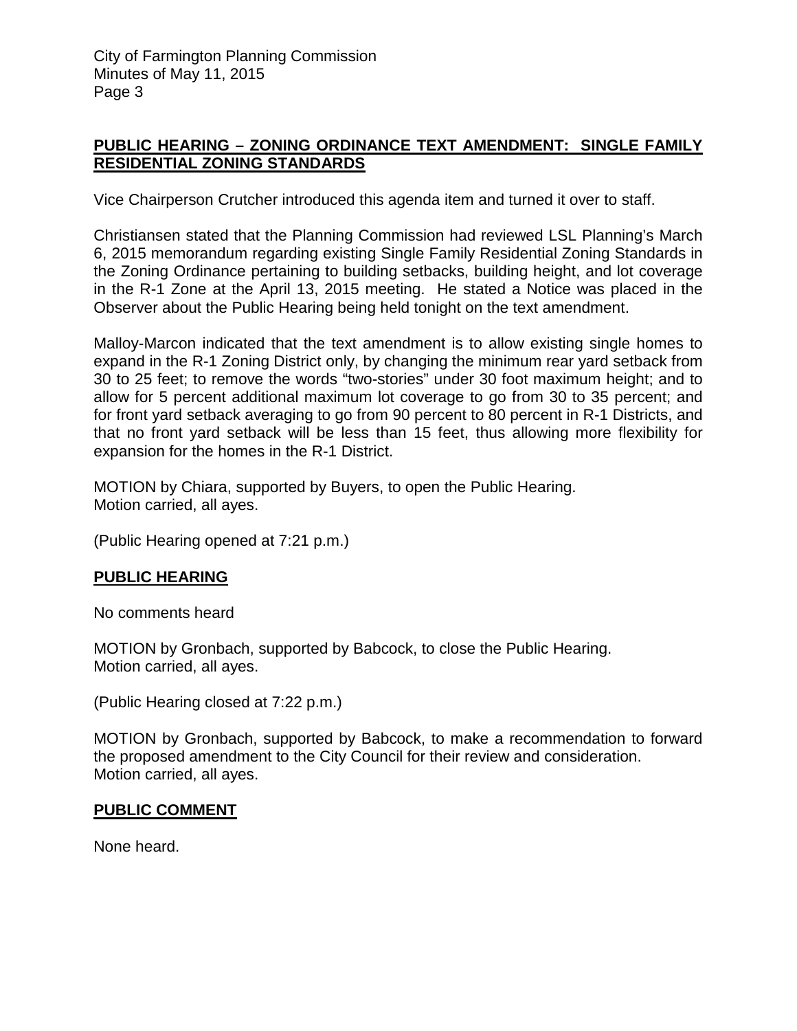**PUBLIC HEARING – ZONING ORDINANCE TEXT AMENDMENT: SINGLE FAMILY RESIDENTIAL ZONING STANDARDS**

Vice Chairperson Crutcher introduced this agenda item and turned it over to staff.

Christiansen stated that the Planning Commission had reviewed LSL Planning's March 6, 2015 memorandum regarding existing Single Family Residential Zoning Standards in the Zoning Ordinance pertaining to building setbacks, building height, and lot coverage in the R-1 Zone at the April 13, 2015 meeting. He stated a Notice was placed in the Observer about the Public Hearing being held tonight on the text amendment.

Malloy-Marcon indicated that the text amendment is to allow existing single homes to expand in the R-1 Zoning District only, by changing the minimum rear yard setback from 30 to 25 feet; to remove the words "two-stories" under 30 foot maximum height; and to allow for 5 percent additional maximum lot coverage to go from 30 to 35 percent; and for front yard setback averaging to go from 90 percent to 80 percent in R-1 Districts, and that no front yard setback will be less than 15 feet, thus allowing more flexibility for expansion for the homes in the R-1 District.

MOTION by Chiara, supported by Buyers, to open the Public Hearing.
Motion carried, all ayes.

(Public Hearing opened at 7:21 p.m.)

**PUBLIC HEARING**

No comments heard

MOTION by Gronbach, supported by Babcock, to close the Public Hearing.
Motion carried, all ayes.

(Public Hearing closed at 7:22 p.m.)

MOTION by Gronbach, supported by Babcock, to make a recommendation to forward the proposed amendment to the City Council for their review and consideration.
Motion carried, all ayes.

**PUBLIC COMMENT**

None heard.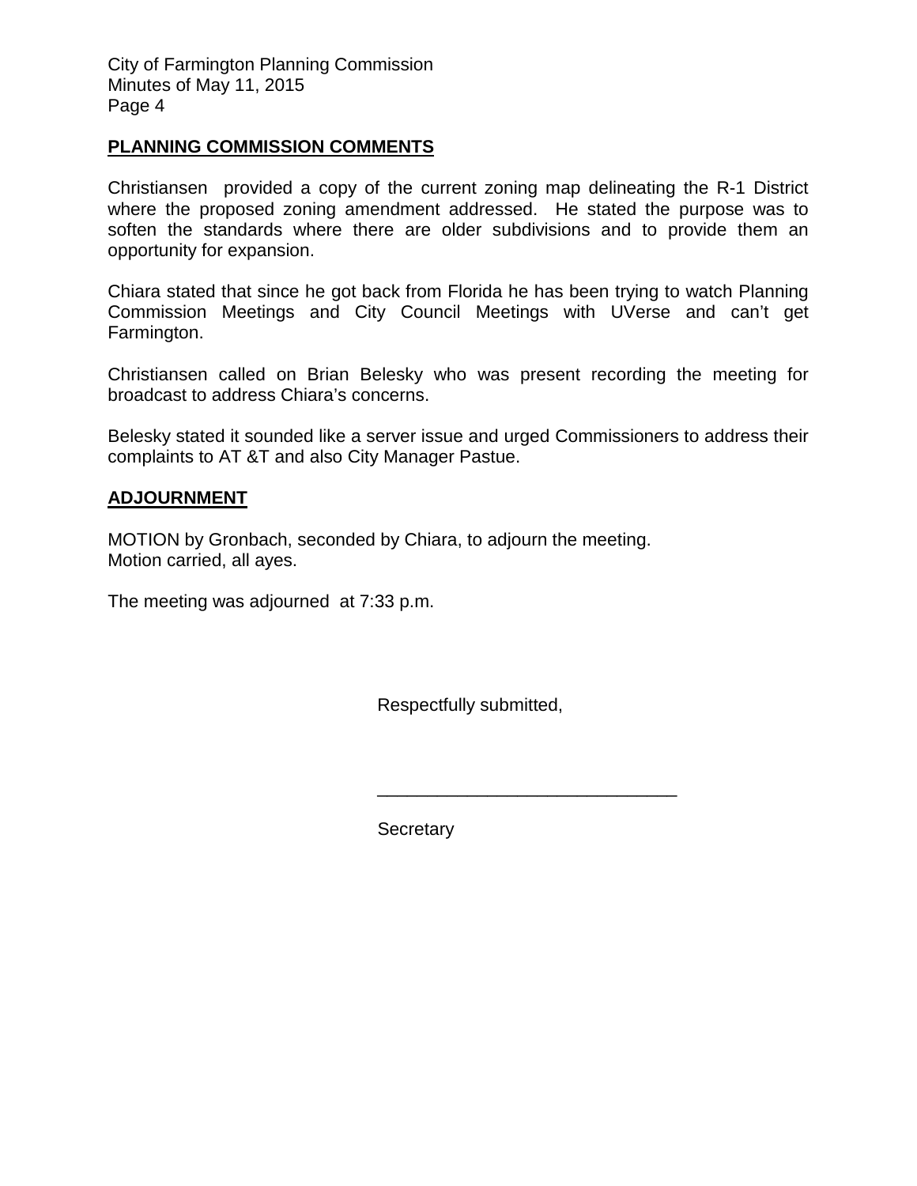## PLANNING COMMISSION COMMENTS

Christiansen provided a copy of the current zoning map delineating the R-1 District where the proposed zoning amendment addressed. He stated the purpose was to soften the standards where there are older subdivisions and to provide them an opportunity for expansion.

Chiara stated that since he got back from Florida he has been trying to watch Planning Commission Meetings and City Council Meetings with UVerse and can't get Farmington.

Christiansen called on Brian Belesky who was present recording the meeting for broadcast to address Chiara's concerns.

Belesky stated it sounded like a server issue and urged Commissioners to address their complaints to AT &T and also City Manager Pastue.

## ADJOURNMENT

MOTION by Gronbach, seconded by Chiara, to adjourn the meeting.
Motion carried, all ayes.

The meeting was adjourned at 7:33 p.m.

Respectfully submitted,

______________________________

Secretary